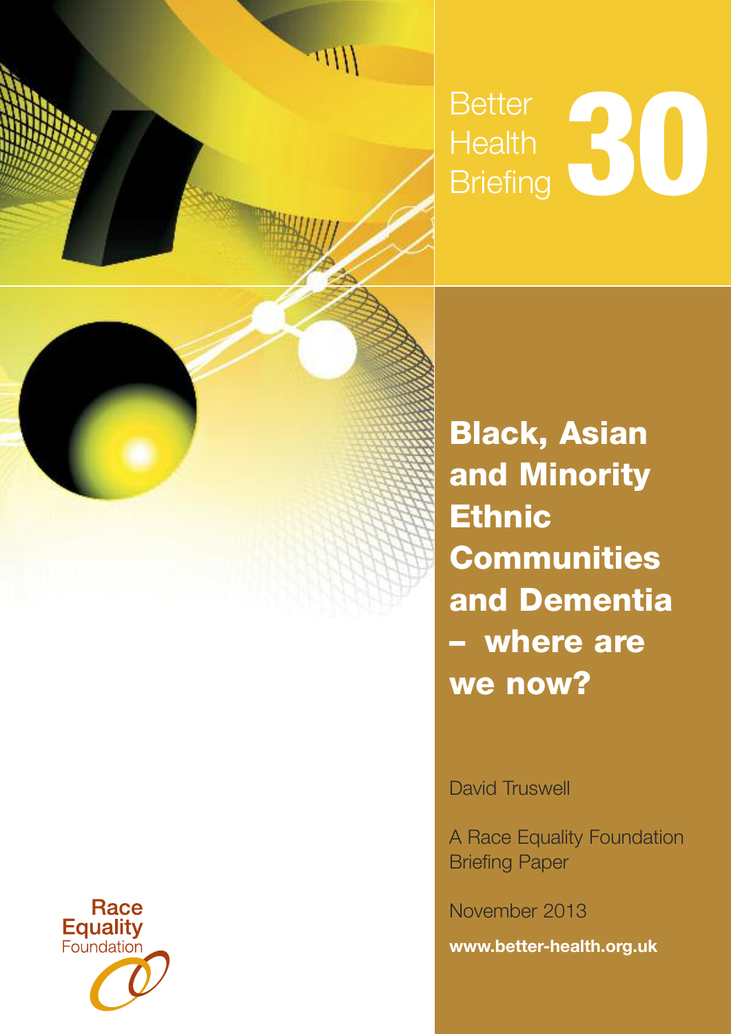Better Health Briefing **30**

# Black, Asian and Minority Ethnic Communities and Dementia – where are we now?

David Truswell

A Race Equality Foundation Briefing Paper

November 2013

**www.better-health.org.uk**

Race Equality Foundation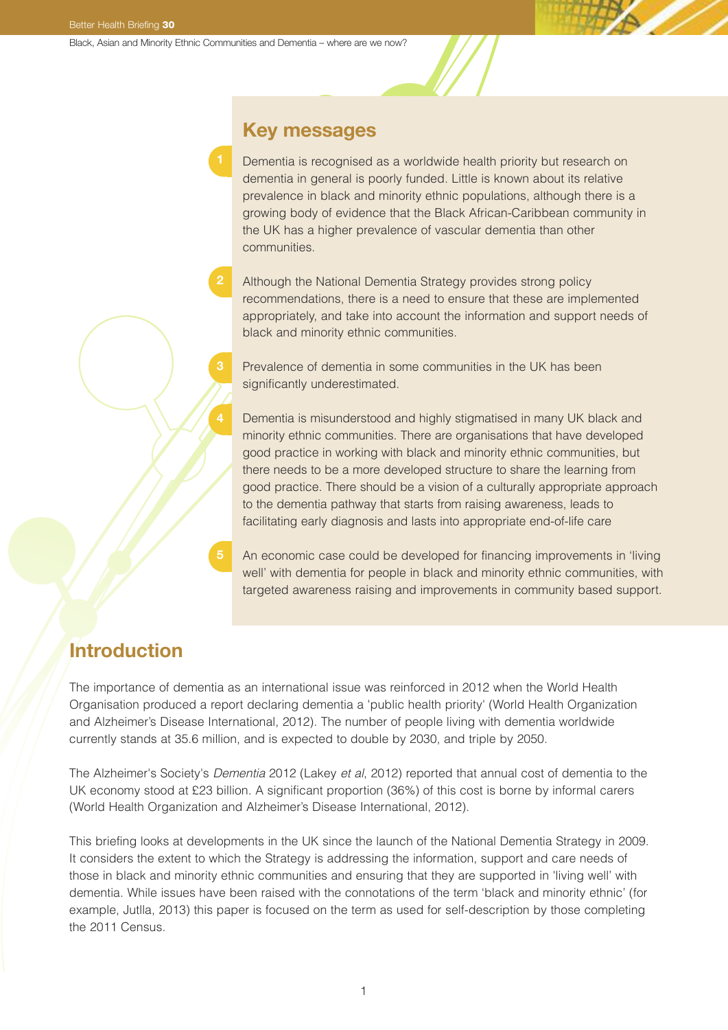## Key messages

1. Dementia is recognised as a worldwide health priority but research on dementia in general is poorly funded. Little is known about its relative prevalence in black and minority ethnic populations, although there is a growing body of evidence that the Black African-Caribbean community in the UK has a higher prevalence of vascular dementia than other communities.

2. Although the National Dementia Strategy provides strong policy recommendations, there is a need to ensure that these are implemented appropriately, and take into account the information and support needs of black and minority ethnic communities.

3. Prevalence of dementia in some communities in the UK has been significantly underestimated.

4. Dementia is misunderstood and highly stigmatised in many UK black and minority ethnic communities. There are organisations that have developed good practice in working with black and minority ethnic communities, but there needs to be a more developed structure to share the learning from good practice. There should be a vision of a culturally appropriate approach to the dementia pathway that starts from raising awareness, leads to facilitating early diagnosis and lasts into appropriate end-of-life care

5. An economic case could be developed for financing improvements in 'living well' with dementia for people in black and minority ethnic communities, with targeted awareness raising and improvements in community based support.

## Introduction

The importance of dementia as an international issue was reinforced in 2012 when the World Health Organisation produced a report declaring dementia a 'public health priority' (World Health Organization and Alzheimer's Disease International, 2012). The number of people living with dementia worldwide currently stands at 35.6 million, and is expected to double by 2030, and triple by 2050.

The Alzheimer's Society's *Dementia* 2012 (Lakey *et al*, 2012) reported that annual cost of dementia to the UK economy stood at £23 billion. A significant proportion (36%) of this cost is borne by informal carers (World Health Organization and Alzheimer's Disease International, 2012).

This briefing looks at developments in the UK since the launch of the National Dementia Strategy in 2009. It considers the extent to which the Strategy is addressing the information, support and care needs of those in black and minority ethnic communities and ensuring that they are supported in 'living well' with dementia. While issues have been raised with the connotations of the term 'black and minority ethnic' (for example, Jutlla, 2013) this paper is focused on the term as used for self-description by those completing the 2011 Census.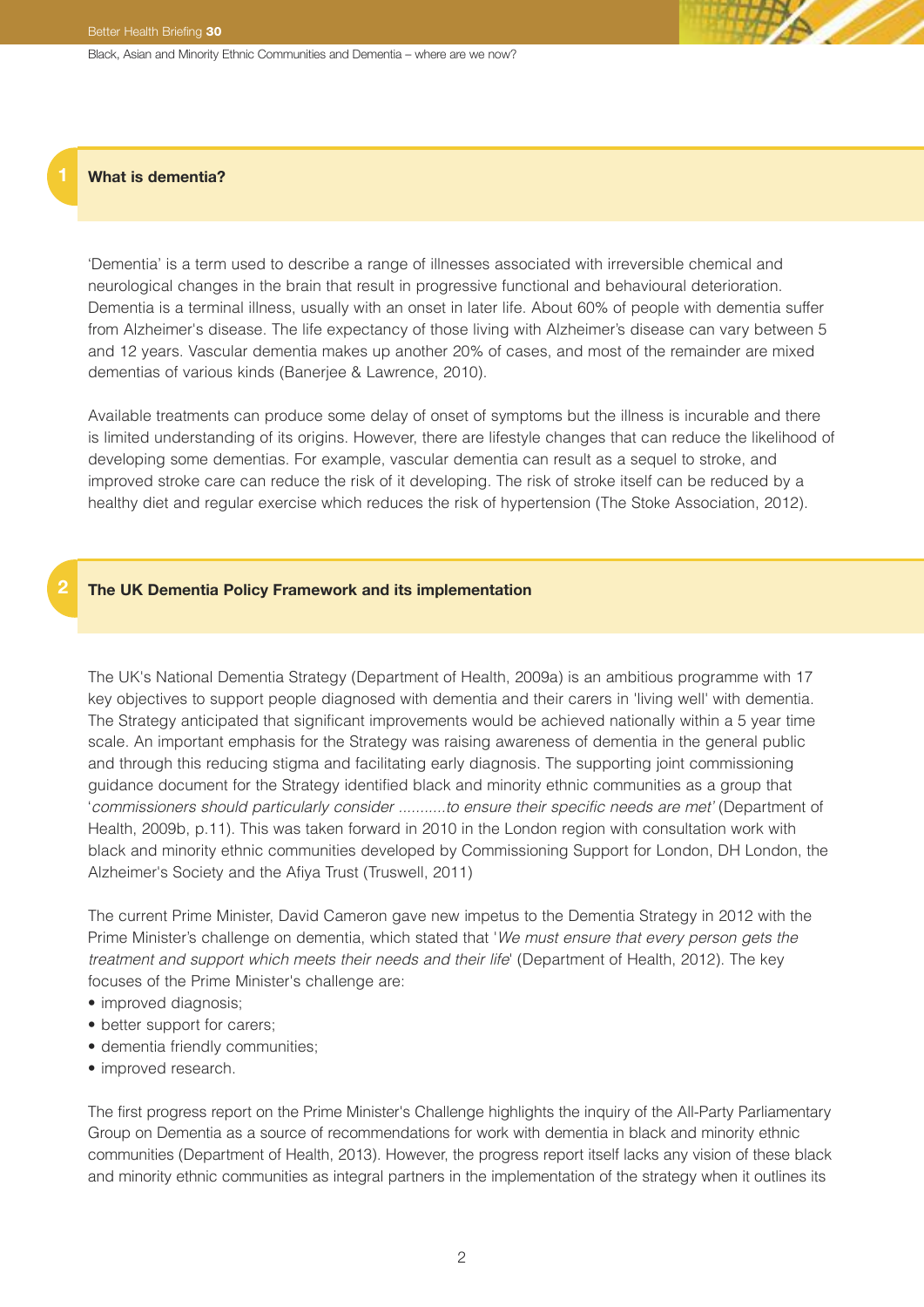## 1 What is dementia?

'Dementia' is a term used to describe a range of illnesses associated with irreversible chemical and neurological changes in the brain that result in progressive functional and behavioural deterioration. Dementia is a terminal illness, usually with an onset in later life. About 60% of people with dementia suffer from Alzheimer's disease. The life expectancy of those living with Alzheimer's disease can vary between 5 and 12 years. Vascular dementia makes up another 20% of cases, and most of the remainder are mixed dementias of various kinds (Banerjee & Lawrence, 2010).

Available treatments can produce some delay of onset of symptoms but the illness is incurable and there is limited understanding of its origins. However, there are lifestyle changes that can reduce the likelihood of developing some dementias. For example, vascular dementia can result as a sequel to stroke, and improved stroke care can reduce the risk of it developing. The risk of stroke itself can be reduced by a healthy diet and regular exercise which reduces the risk of hypertension (The Stoke Association, 2012).

## 2 The UK Dementia Policy Framework and its implementation

The UK's National Dementia Strategy (Department of Health, 2009a) is an ambitious programme with 17 key objectives to support people diagnosed with dementia and their carers in 'living well' with dementia. The Strategy anticipated that significant improvements would be achieved nationally within a 5 year time scale. An important emphasis for the Strategy was raising awareness of dementia in the general public and through this reducing stigma and facilitating early diagnosis. The supporting joint commissioning guidance document for the Strategy identified black and minority ethnic communities as a group that '*commissioners should particularly consider ...........to ensure their specific needs are met'* (Department of Health, 2009b, p.11). This was taken forward in 2010 in the London region with consultation work with black and minority ethnic communities developed by Commissioning Support for London, DH London, the Alzheimer's Society and the Afiya Trust (Truswell, 2011)

The current Prime Minister, David Cameron gave new impetus to the Dementia Strategy in 2012 with the Prime Minister's challenge on dementia, which stated that '*We must ensure that every person gets the treatment and support which meets their needs and their life*' (Department of Health, 2012). The key focuses of the Prime Minister's challenge are:

- improved diagnosis;
- better support for carers;
- dementia friendly communities;
- improved research.

The first progress report on the Prime Minister's Challenge highlights the inquiry of the All-Party Parliamentary Group on Dementia as a source of recommendations for work with dementia in black and minority ethnic communities (Department of Health, 2013). However, the progress report itself lacks any vision of these black and minority ethnic communities as integral partners in the implementation of the strategy when it outlines its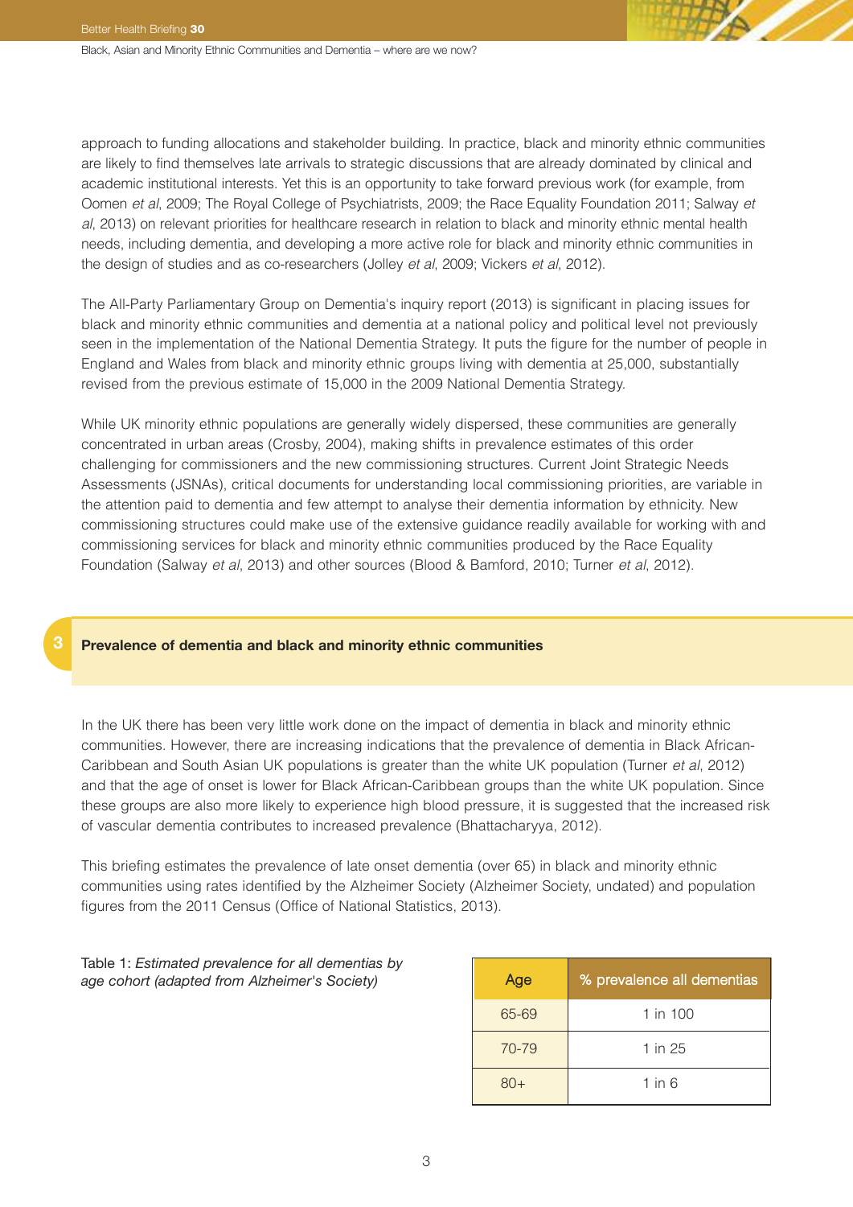approach to funding allocations and stakeholder building. In practice, black and minority ethnic communities are likely to find themselves late arrivals to strategic discussions that are already dominated by clinical and academic institutional interests. Yet this is an opportunity to take forward previous work (for example, from Oomen *et al*, 2009; The Royal College of Psychiatrists, 2009; the Race Equality Foundation 2011; Salway *et al*, 2013) on relevant priorities for healthcare research in relation to black and minority ethnic mental health needs, including dementia, and developing a more active role for black and minority ethnic communities in the design of studies and as co-researchers (Jolley *et al*, 2009; Vickers *et al*, 2012).

The All-Party Parliamentary Group on Dementia's inquiry report (2013) is significant in placing issues for black and minority ethnic communities and dementia at a national policy and political level not previously seen in the implementation of the National Dementia Strategy. It puts the figure for the number of people in England and Wales from black and minority ethnic groups living with dementia at 25,000, substantially revised from the previous estimate of 15,000 in the 2009 National Dementia Strategy.

While UK minority ethnic populations are generally widely dispersed, these communities are generally concentrated in urban areas (Crosby, 2004), making shifts in prevalence estimates of this order challenging for commissioners and the new commissioning structures. Current Joint Strategic Needs Assessments (JSNAs), critical documents for understanding local commissioning priorities, are variable in the attention paid to dementia and few attempt to analyse their dementia information by ethnicity. New commissioning structures could make use of the extensive guidance readily available for working with and commissioning services for black and minority ethnic communities produced by the Race Equality Foundation (Salway *et al*, 2013) and other sources (Blood & Bamford, 2010; Turner *et al*, 2012).

## 3 Prevalence of dementia and black and minority ethnic communities

In the UK there has been very little work done on the impact of dementia in black and minority ethnic communities. However, there are increasing indications that the prevalence of dementia in Black African-Caribbean and South Asian UK populations is greater than the white UK population (Turner *et al*, 2012) and that the age of onset is lower for Black African-Caribbean groups than the white UK population. Since these groups are also more likely to experience high blood pressure, it is suggested that the increased risk of vascular dementia contributes to increased prevalence (Bhattacharyya, 2012).

This briefing estimates the prevalence of late onset dementia (over 65) in black and minority ethnic communities using rates identified by the Alzheimer Society (Alzheimer Society, undated) and population figures from the 2011 Census (Office of National Statistics, 2013).

Table 1: *Estimated prevalence for all dementias by age cohort (adapted from Alzheimer's Society)*

| Age | % prevalence all dementias |
|---|---|
| 65-69 | 1 in 100 |
| 70-79 | 1 in 25 |
| 80+ | 1 in 6 |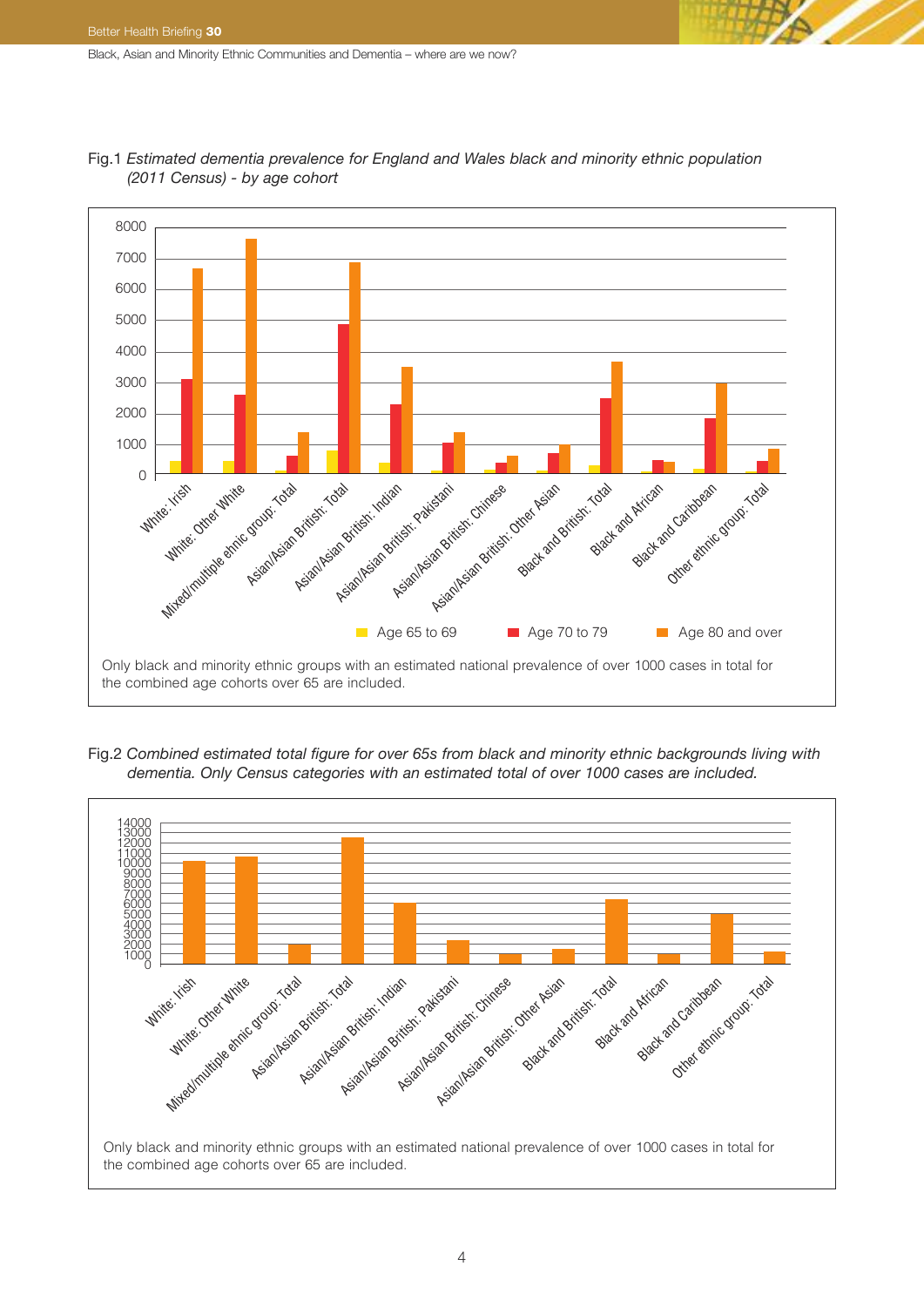Fig.1 *Estimated dementia prevalence for England and Wales black and minority ethnic population (2011 Census) - by age cohort*

Only black and minority ethnic groups with an estimated national prevalence of over 1000 cases in total for the combined age cohorts over 65 are included.

Fig.2 *Combined estimated total figure for over 65s from black and minority ethnic backgrounds living with dementia. Only Census categories with an estimated total of over 1000 cases are included.*

Only black and minority ethnic groups with an estimated national prevalence of over 1000 cases in total for the combined age cohorts over 65 are included.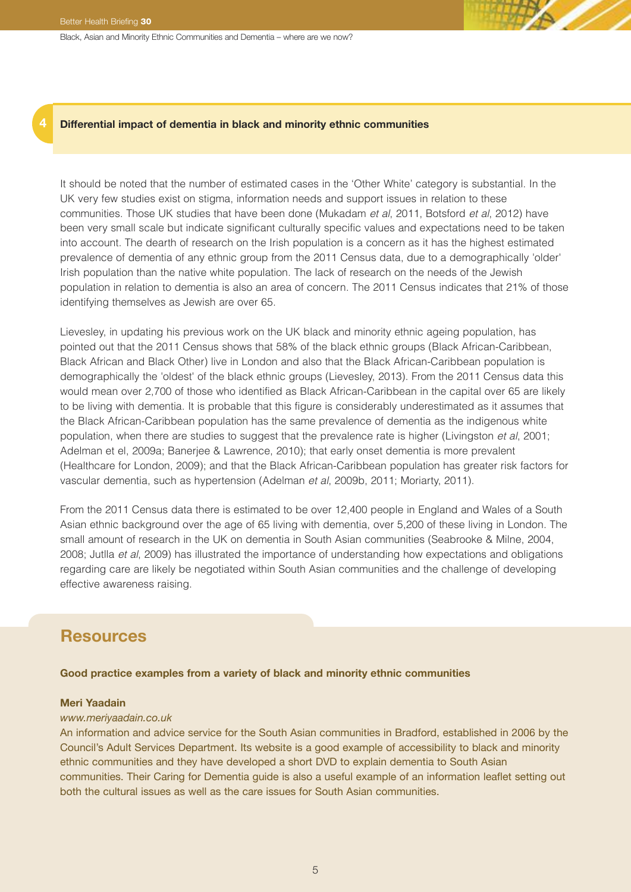## 4 Differential impact of dementia in black and minority ethnic communities

It should be noted that the number of estimated cases in the 'Other White' category is substantial. In the UK very few studies exist on stigma, information needs and support issues in relation to these communities. Those UK studies that have been done (Mukadam *et al*, 2011, Botsford *et al*, 2012) have been very small scale but indicate significant culturally specific values and expectations need to be taken into account. The dearth of research on the Irish population is a concern as it has the highest estimated prevalence of dementia of any ethnic group from the 2011 Census data, due to a demographically 'older' Irish population than the native white population. The lack of research on the needs of the Jewish population in relation to dementia is also an area of concern. The 2011 Census indicates that 21% of those identifying themselves as Jewish are over 65.

Lievesley, in updating his previous work on the UK black and minority ethnic ageing population, has pointed out that the 2011 Census shows that 58% of the black ethnic groups (Black African-Caribbean, Black African and Black Other) live in London and also that the Black African-Caribbean population is demographically the 'oldest' of the black ethnic groups (Lievesley, 2013). From the 2011 Census data this would mean over 2,700 of those who identified as Black African-Caribbean in the capital over 65 are likely to be living with dementia. It is probable that this figure is considerably underestimated as it assumes that the Black African-Caribbean population has the same prevalence of dementia as the indigenous white population, when there are studies to suggest that the prevalence rate is higher (Livingston *et al*, 2001; Adelman et el, 2009a; Banerjee & Lawrence, 2010); that early onset dementia is more prevalent (Healthcare for London, 2009); and that the Black African-Caribbean population has greater risk factors for vascular dementia, such as hypertension (Adelman *et al*, 2009b, 2011; Moriarty, 2011).

From the 2011 Census data there is estimated to be over 12,400 people in England and Wales of a South Asian ethnic background over the age of 65 living with dementia, over 5,200 of these living in London. The small amount of research in the UK on dementia in South Asian communities (Seabrooke & Milne, 2004, 2008; Jutlla *et al*, 2009) has illustrated the importance of understanding how expectations and obligations regarding care are likely be negotiated within South Asian communities and the challenge of developing effective awareness raising.

## Resources

**Good practice examples from a variety of black and minority ethnic communities**

**Meri Yaadain**

*www.meriyaadain.co.uk*

An information and advice service for the South Asian communities in Bradford, established in 2006 by the Council's Adult Services Department. Its website is a good example of accessibility to black and minority ethnic communities and they have developed a short DVD to explain dementia to South Asian communities. Their Caring for Dementia guide is also a useful example of an information leaflet setting out both the cultural issues as well as the care issues for South Asian communities.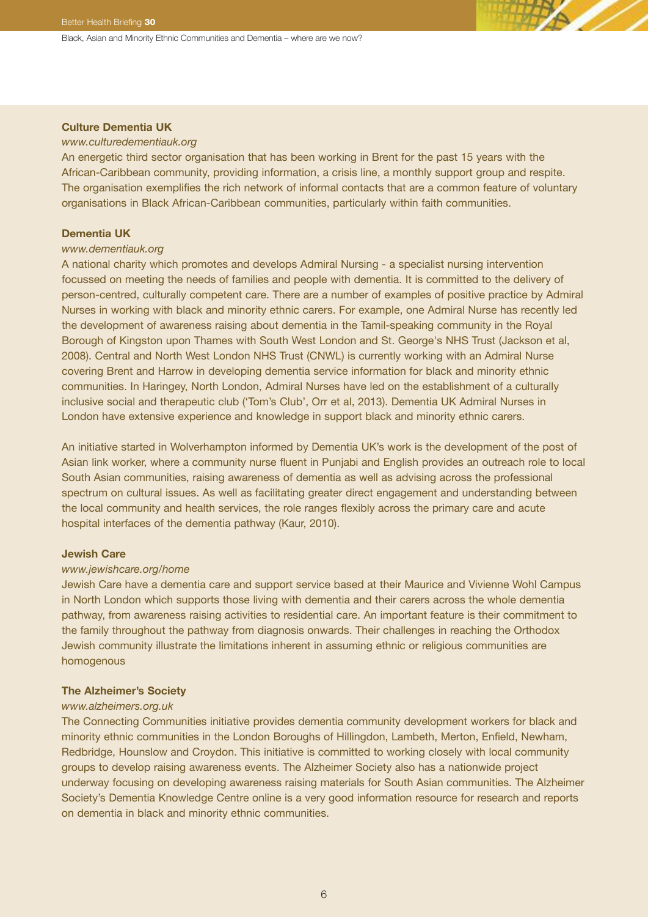**Culture Dementia UK**

*www.culturedementiauk.org*

An energetic third sector organisation that has been working in Brent for the past 15 years with the African-Caribbean community, providing information, a crisis line, a monthly support group and respite. The organisation exemplifies the rich network of informal contacts that are a common feature of voluntary organisations in Black African-Caribbean communities, particularly within faith communities.

**Dementia UK**

*www.dementiauk.org*

A national charity which promotes and develops Admiral Nursing - a specialist nursing intervention focussed on meeting the needs of families and people with dementia. It is committed to the delivery of person-centred, culturally competent care. There are a number of examples of positive practice by Admiral Nurses in working with black and minority ethnic carers. For example, one Admiral Nurse has recently led the development of awareness raising about dementia in the Tamil-speaking community in the Royal Borough of Kingston upon Thames with South West London and St. George's NHS Trust (Jackson et al, 2008). Central and North West London NHS Trust (CNWL) is currently working with an Admiral Nurse covering Brent and Harrow in developing dementia service information for black and minority ethnic communities. In Haringey, North London, Admiral Nurses have led on the establishment of a culturally inclusive social and therapeutic club ('Tom's Club', Orr et al, 2013). Dementia UK Admiral Nurses in London have extensive experience and knowledge in support black and minority ethnic carers.

An initiative started in Wolverhampton informed by Dementia UK's work is the development of the post of Asian link worker, where a community nurse fluent in Punjabi and English provides an outreach role to local South Asian communities, raising awareness of dementia as well as advising across the professional spectrum on cultural issues. As well as facilitating greater direct engagement and understanding between the local community and health services, the role ranges flexibly across the primary care and acute hospital interfaces of the dementia pathway (Kaur, 2010).

**Jewish Care**

*www.jewishcare.org/home*

Jewish Care have a dementia care and support service based at their Maurice and Vivienne Wohl Campus in North London which supports those living with dementia and their carers across the whole dementia pathway, from awareness raising activities to residential care. An important feature is their commitment to the family throughout the pathway from diagnosis onwards. Their challenges in reaching the Orthodox Jewish community illustrate the limitations inherent in assuming ethnic or religious communities are homogenous

**The Alzheimer's Society**

*www.alzheimers.org.uk*

The Connecting Communities initiative provides dementia community development workers for black and minority ethnic communities in the London Boroughs of Hillingdon, Lambeth, Merton, Enfield, Newham, Redbridge, Hounslow and Croydon. This initiative is committed to working closely with local community groups to develop raising awareness events. The Alzheimer Society also has a nationwide project underway focusing on developing awareness raising materials for South Asian communities. The Alzheimer Society's Dementia Knowledge Centre online is a very good information resource for research and reports on dementia in black and minority ethnic communities.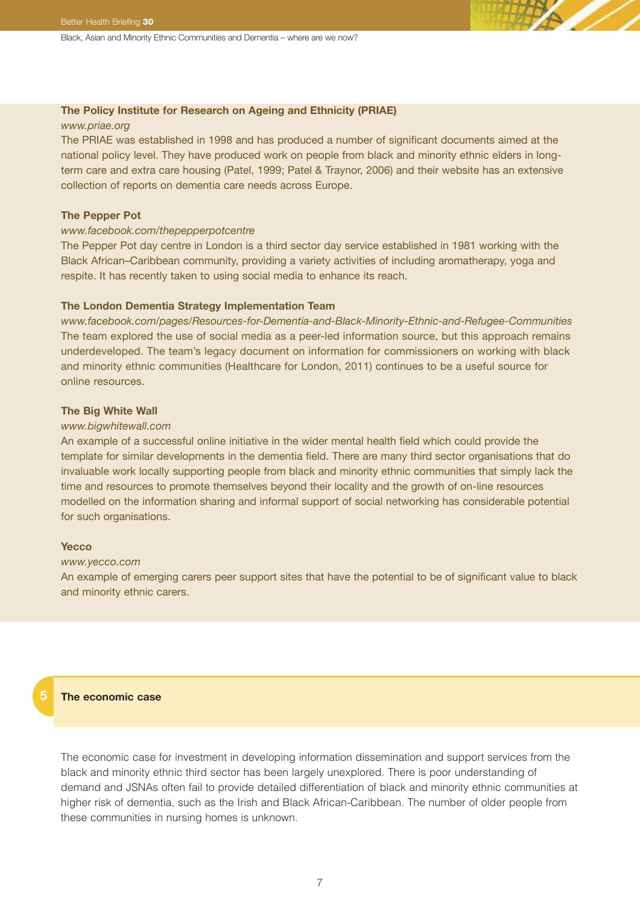**The Policy Institute for Research on Ageing and Ethnicity (PRIAE)**

*www.priae.org*

The PRIAE was established in 1998 and has produced a number of significant documents aimed at the national policy level. They have produced work on people from black and minority ethnic elders in long-term care and extra care housing (Patel, 1999; Patel & Traynor, 2006) and their website has an extensive collection of reports on dementia care needs across Europe.

**The Pepper Pot**

*www.facebook.com/thepepperpotcentre*

The Pepper Pot day centre in London is a third sector day service established in 1981 working with the Black African–Caribbean community, providing a variety activities of including aromatherapy, yoga and respite. It has recently taken to using social media to enhance its reach.

**The London Dementia Strategy Implementation Team**

*www.facebook.com/pages/Resources-for-Dementia-and-Black-Minority-Ethnic-and-Refugee-Communities*

The team explored the use of social media as a peer-led information source, but this approach remains underdeveloped. The team's legacy document on information for commissioners on working with black and minority ethnic communities (Healthcare for London, 2011) continues to be a useful source for online resources.

**The Big White Wall**

*www.bigwhitewall.com*

An example of a successful online initiative in the wider mental health field which could provide the template for similar developments in the dementia field. There are many third sector organisations that do invaluable work locally supporting people from black and minority ethnic communities that simply lack the time and resources to promote themselves beyond their locality and the growth of on-line resources modelled on the information sharing and informal support of social networking has considerable potential for such organisations.

**Yecco**

*www.yecco.com*

An example of emerging carers peer support sites that have the potential to be of significant value to black and minority ethnic carers.

## 5 The economic case

The economic case for investment in developing information dissemination and support services from the black and minority ethnic third sector has been largely unexplored. There is poor understanding of demand and JSNAs often fail to provide detailed differentiation of black and minority ethnic communities at higher risk of dementia, such as the Irish and Black African-Caribbean. The number of older people from these communities in nursing homes is unknown.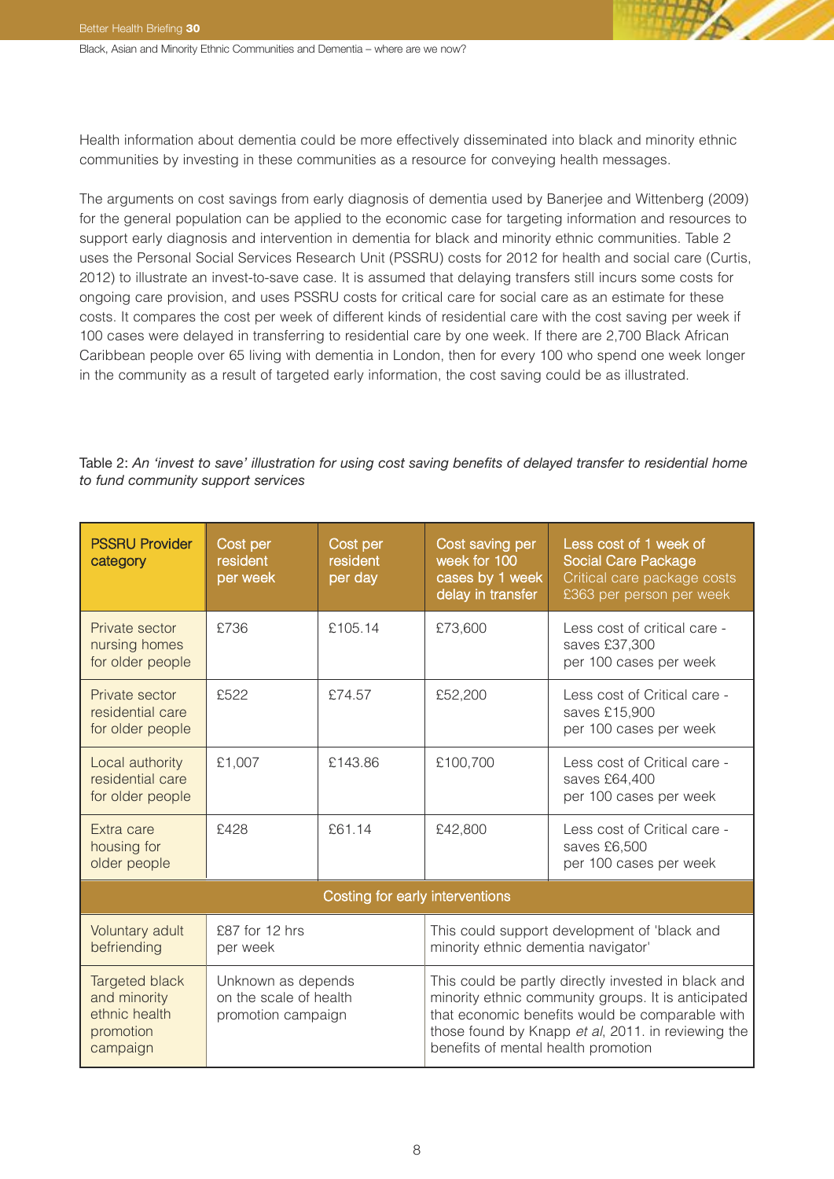Health information about dementia could be more effectively disseminated into black and minority ethnic communities by investing in these communities as a resource for conveying health messages.

The arguments on cost savings from early diagnosis of dementia used by Banerjee and Wittenberg (2009) for the general population can be applied to the economic case for targeting information and resources to support early diagnosis and intervention in dementia for black and minority ethnic communities. Table 2 uses the Personal Social Services Research Unit (PSSRU) costs for 2012 for health and social care (Curtis, 2012) to illustrate an invest-to-save case. It is assumed that delaying transfers still incurs some costs for ongoing care provision, and uses PSSRU costs for critical care for social care as an estimate for these costs. It compares the cost per week of different kinds of residential care with the cost saving per week if 100 cases were delayed in transferring to residential care by one week. If there are 2,700 Black African Caribbean people over 65 living with dementia in London, then for every 100 who spend one week longer in the community as a result of targeted early information, the cost saving could be as illustrated.

Table 2: *An 'invest to save' illustration for using cost saving benefits of delayed transfer to residential home to fund community support services*

| PSSRU Provider category | Cost per resident per week | Cost per resident per day | Cost saving per week for 100 cases by 1 week delay in transfer | Less cost of 1 week of Social Care Package Critical care package costs £363 per person per week |
|---|---|---|---|---|
| Private sector nursing homes for older people | £736 | £105.14 | £73,600 | Less cost of critical care - saves £37,300 per 100 cases per week |
| Private sector residential care for older people | £522 | £74.57 | £52,200 | Less cost of Critical care - saves £15,900 per 100 cases per week |
| Local authority residential care for older people | £1,007 | £143.86 | £100,700 | Less cost of Critical care - saves £64,400 per 100 cases per week |
| Extra care housing for older people | £428 | £61.14 | £42,800 | Less cost of Critical care - saves £6,500 per 100 cases per week |
| Costing for early interventions | | | | |
| Voluntary adult befriending | £87 for 12 hrs per week | | This could support development of 'black and minority ethnic dementia navigator' | |
| Targeted black and minority ethnic health promotion campaign | Unknown as depends on the scale of health promotion campaign | | This could be partly directly invested in black and minority ethnic community groups. It is anticipated that economic benefits would be comparable with those found by Knapp *et al*, 2011. in reviewing the benefits of mental health promotion | |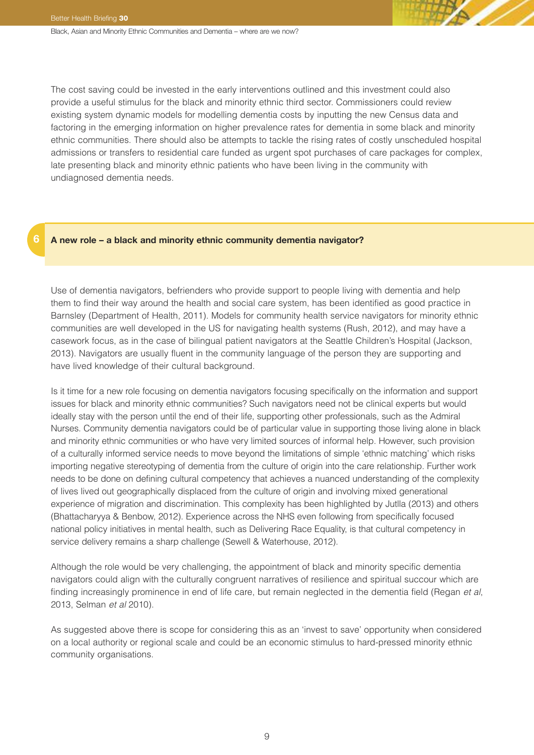The cost saving could be invested in the early interventions outlined and this investment could also provide a useful stimulus for the black and minority ethnic third sector. Commissioners could review existing system dynamic models for modelling dementia costs by inputting the new Census data and factoring in the emerging information on higher prevalence rates for dementia in some black and minority ethnic communities. There should also be attempts to tackle the rising rates of costly unscheduled hospital admissions or transfers to residential care funded as urgent spot purchases of care packages for complex, late presenting black and minority ethnic patients who have been living in the community with undiagnosed dementia needs.

## 6 A new role – a black and minority ethnic community dementia navigator?

Use of dementia navigators, befrienders who provide support to people living with dementia and help them to find their way around the health and social care system, has been identified as good practice in Barnsley (Department of Health, 2011). Models for community health service navigators for minority ethnic communities are well developed in the US for navigating health systems (Rush, 2012), and may have a casework focus, as in the case of bilingual patient navigators at the Seattle Children's Hospital (Jackson, 2013). Navigators are usually fluent in the community language of the person they are supporting and have lived knowledge of their cultural background.

Is it time for a new role focusing on dementia navigators focusing specifically on the information and support issues for black and minority ethnic communities? Such navigators need not be clinical experts but would ideally stay with the person until the end of their life, supporting other professionals, such as the Admiral Nurses. Community dementia navigators could be of particular value in supporting those living alone in black and minority ethnic communities or who have very limited sources of informal help. However, such provision of a culturally informed service needs to move beyond the limitations of simple 'ethnic matching' which risks importing negative stereotyping of dementia from the culture of origin into the care relationship. Further work needs to be done on defining cultural competency that achieves a nuanced understanding of the complexity of lives lived out geographically displaced from the culture of origin and involving mixed generational experience of migration and discrimination. This complexity has been highlighted by Jutlla (2013) and others (Bhattacharyya & Benbow, 2012). Experience across the NHS even following from specifically focused national policy initiatives in mental health, such as Delivering Race Equality, is that cultural competency in service delivery remains a sharp challenge (Sewell & Waterhouse, 2012).

Although the role would be very challenging, the appointment of black and minority specific dementia navigators could align with the culturally congruent narratives of resilience and spiritual succour which are finding increasingly prominence in end of life care, but remain neglected in the dementia field (Regan *et al*, 2013, Selman *et al* 2010).

As suggested above there is scope for considering this as an 'invest to save' opportunity when considered on a local authority or regional scale and could be an economic stimulus to hard-pressed minority ethnic community organisations.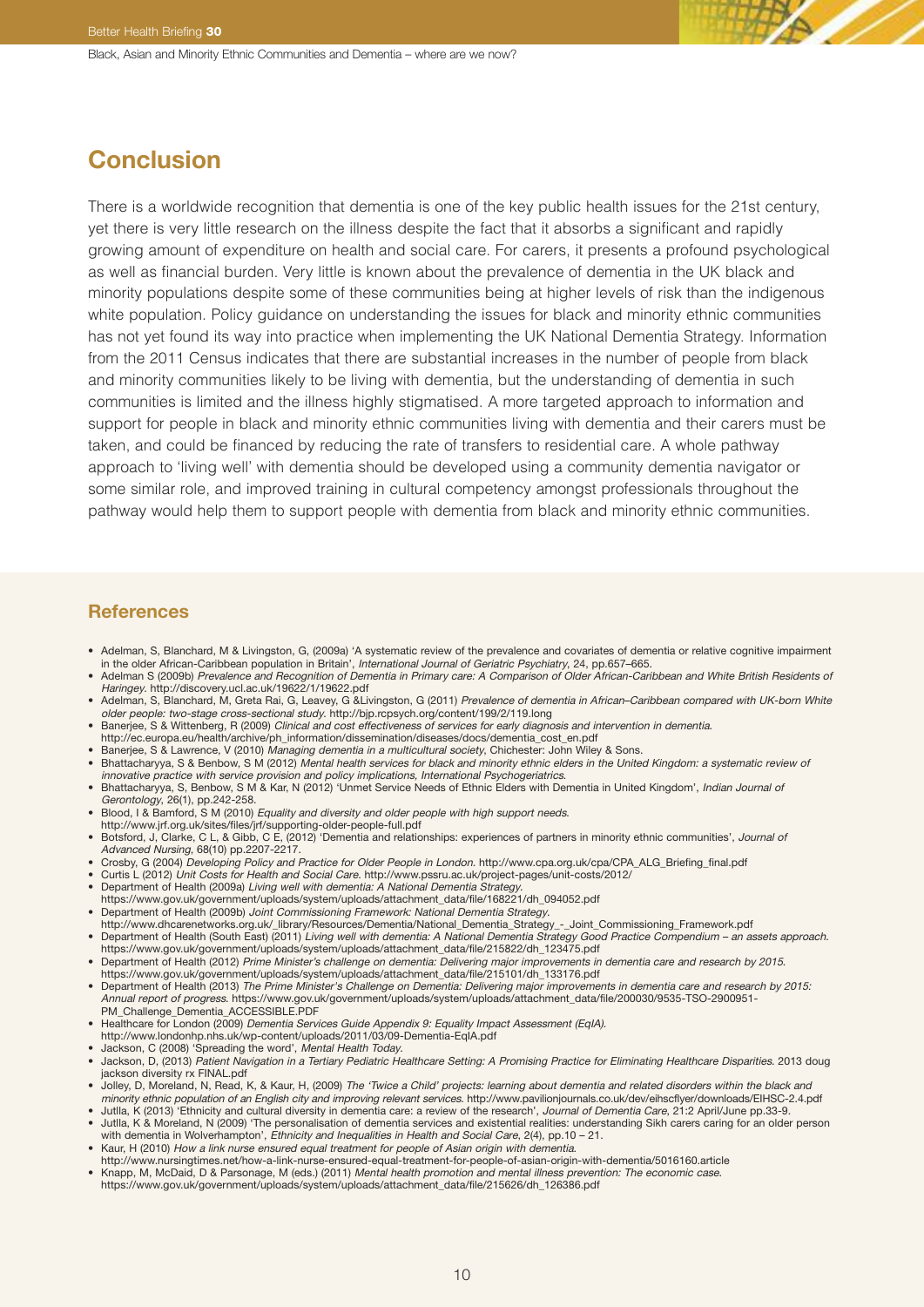## Conclusion

There is a worldwide recognition that dementia is one of the key public health issues for the 21st century, yet there is very little research on the illness despite the fact that it absorbs a significant and rapidly growing amount of expenditure on health and social care. For carers, it presents a profound psychological as well as financial burden. Very little is known about the prevalence of dementia in the UK black and minority populations despite some of these communities being at higher levels of risk than the indigenous white population. Policy guidance on understanding the issues for black and minority ethnic communities has not yet found its way into practice when implementing the UK National Dementia Strategy. Information from the 2011 Census indicates that there are substantial increases in the number of people from black and minority communities likely to be living with dementia, but the understanding of dementia in such communities is limited and the illness highly stigmatised. A more targeted approach to information and support for people in black and minority ethnic communities living with dementia and their carers must be taken, and could be financed by reducing the rate of transfers to residential care. A whole pathway approach to 'living well' with dementia should be developed using a community dementia navigator or some similar role, and improved training in cultural competency amongst professionals throughout the pathway would help them to support people with dementia from black and minority ethnic communities.

## References

- Adelman, S, Blanchard, M & Livingston, G, (2009a) 'A systematic review of the prevalence and covariates of dementia or relative cognitive impairment in the older African-Caribbean population in Britain', *International Journal of Geriatric Psychiatry*, 24, pp.657–665.
- Adelman S (2009b) *Prevalence and Recognition of Dementia in Primary care: A Comparison of Older African-Caribbean and White British Residents of Haringey.* http://discovery.ucl.ac.uk/19622/1/19622.pdf
- Adelman, S, Blanchard, M, Greta Rai, G, Leavey, G &Livingston, G (2011) *Prevalence of dementia in African–Caribbean compared with UK-born White older people: two-stage cross-sectional study.* http://bjp.rcpsych.org/content/199/2/119.long
- Banerjee, S & Wittenberg, R (2009) *Clinical and cost effectiveness of services for early diagnosis and intervention in dementia.* http://ec.europa.eu/health/archive/ph_information/dissemination/diseases/docs/dementia_cost_en.pdf
- Banerjee, S & Lawrence, V (2010) *Managing dementia in a multicultural society*, Chichester: John Wiley & Sons.
- Bhattacharyya, S & Benbow, S M (2012) *Mental health services for black and minority ethnic elders in the United Kingdom: a systematic review of innovative practice with service provision and policy implications, International Psychogeriatrics.*
- Bhattacharyya, S, Benbow, S M & Kar, N (2012) 'Unmet Service Needs of Ethnic Elders with Dementia in United Kingdom', *Indian Journal of Gerontology*, 26(1), pp.242-258.
- Blood, I & Bamford, S M (2010) *Equality and diversity and older people with high support needs.* http://www.jrf.org.uk/sites/files/jrf/supporting-older-people-full.pdf
- Botsford, J, Clarke, C L, & Gibb, C E, (2012) 'Dementia and relationships: experiences of partners in minority ethnic communities', *Journal of Advanced Nursing*, 68(10) pp.2207-2217.
- Crosby, G (2004) *Developing Policy and Practice for Older People in London.* http://www.cpa.org.uk/cpa/CPA_ALG_Briefing_final.pdf
- Curtis L (2012) *Unit Costs for Health and Social Care.* http://www.pssru.ac.uk/project-pages/unit-costs/2012/
- Department of Health (2009a) *Living well with dementia: A National Dementia Strategy.* https://www.gov.uk/government/uploads/system/uploads/attachment_data/file/168221/dh_094052.pdf
- Department of Health (2009b) *Joint Commissioning Framework: National Dementia Strategy.* http://www.dhcarenetworks.org.uk/_library/Resources/Dementia/National_Dementia_Strategy_-_Joint_Commissioning_Framework.pdf
- Department of Health (South East) (2011) *Living well with dementia: A National Dementia Strategy Good Practice Compendium – an assets approach.* https://www.gov.uk/government/uploads/system/uploads/attachment_data/file/215822/dh_123475.pdf
- Department of Health (2012) *Prime Minister's challenge on dementia: Delivering major improvements in dementia care and research by 2015.* https://www.gov.uk/government/uploads/system/uploads/attachment_data/file/215101/dh_133176.pdf
- Department of Health (2013) *The Prime Minister's Challenge on Dementia: Delivering major improvements in dementia care and research by 2015: Annual report of progress.* https://www.gov.uk/government/uploads/system/uploads/attachment_data/file/200030/9535-TSO-2900951-PM_Challenge_Dementia_ACCESSIBLE.PDF
- Healthcare for London (2009) *Dementia Services Guide Appendix 9: Equality Impact Assessment (EqIA).* http://www.londonhp.nhs.uk/wp-content/uploads/2011/03/09-Dementia-EqIA.pdf
- Jackson, C (2008) 'Spreading the word', *Mental Health Today.*
- Jackson, D, (2013) *Patient Navigation in a Tertiary Pediatric Healthcare Setting: A Promising Practice for Eliminating Healthcare Disparities.* 2013 doug jackson diversity rx FINAL.pdf
- Jolley, D, Moreland, N, Read, K, & Kaur, H, (2009) *The 'Twice a Child' projects: learning about dementia and related disorders within the black and minority ethnic population of an English city and improving relevant services.* http://www.pavilionjournals.co.uk/dev/eihscflyer/downloads/EIHSC-2.4.pdf
- Jutlla, K (2013) 'Ethnicity and cultural diversity in dementia care: a review of the research', *Journal of Dementia Care*, 21:2 April/June pp.33-9.
- Jutlla, K & Moreland, N (2009) 'The personalisation of dementia services and existential realities: understanding Sikh carers caring for an older person with dementia in Wolverhampton', *Ethnicity and Inequalities in Health and Social Care*, 2(4), pp.10 – 21.
- Kaur, H (2010) *How a link nurse ensured equal treatment for people of Asian origin with dementia.* http://www.nursingtimes.net/how-a-link-nurse-ensured-treatment-for-people-of-asian-origin-with-dementia/5016160.article
- Knapp, M, McDaid, D & Parsonage, M (eds.) (2011) *Mental health promotion and mental illness prevention: The economic case.* https://www.gov.uk/government/uploads/system/uploads/attachment_data/file/215626/dh_126386.pdf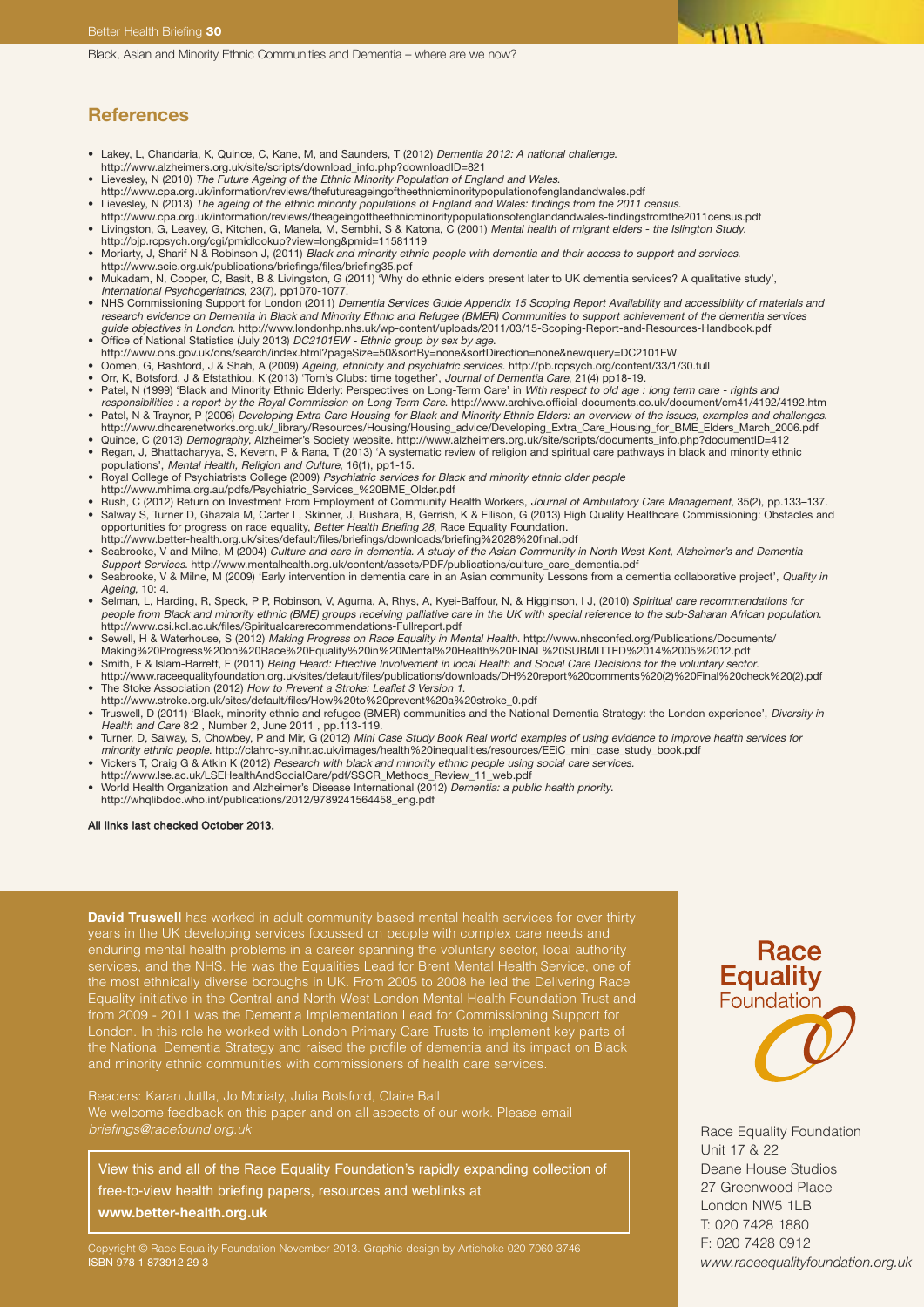## References

- Lakey, L, Chandaria, K, Quince, C, Kane, M, and Saunders, T (2012) *Dementia 2012: A national challenge.* http://www.alzheimers.org.uk/site/scripts/download_info.php?downloadID=821
- Lievesley, N (2010) *The Future Ageing of the Ethnic Minority Population of England and Wales.* http://www.cpa.org.uk/information/reviews/thefutureageingoftheethnicminoritypopulationofenglandandwales.pdf
- Lievesley, N (2013) *The ageing of the ethnic minority populations of England and Wales: findings from the 2011 census.* http://www.cpa.org.uk/information/reviews/theageingoftheethnicminoritypopulationsofenglandandwales-findingsfromthe2011census.pdf
- Livingston, G, Leavey, G, Kitchen, G, Manela, M, Sembhi, S & Katona, C (2001) *Mental health of migrant elders - the Islington Study.* http://bjp.rcpsych.org/cgi/pmidlookup?view=long&pmid=11581119
- Moriarty, J, Sharif N & Robinson J, (2011) *Black and minority ethnic people with dementia and their access to support and services.* http://www.scie.org.uk/publications/briefings/files/briefing35.pdf
- Mukadam, N, Cooper, C, Basit, B & Livingston, G (2011) 'Why do ethnic elders present later to UK dementia services? A qualitative study', *International Psychogeriatrics*, 23(7), pp1070-1077.
- NHS Commissioning Support for London (2011) *Dementia Services Guide Appendix 15 Scoping Report Availability and accessibility of materials and research evidence on Dementia in Black and Minority Ethnic and Refugee (BMER) Communities to support achievement of the dementia services guide objectives in London.* http://www.londonhp.nhs.uk/wp-content/uploads/2011/03/15-Scoping-Report-and-Resources-Handbook.pdf
- Office of National Statistics (July 2013) *DC2101EW - Ethnic group by sex by age.* http://www.ons.gov.uk/ons/search/index.html?pageSize=50&sortBy=none&sortDirection=none&newquery=DC2101EW
- Oomen, G, Bashford, J & Shah, A (2009) *Ageing, ethnicity and psychiatric services.* http://pb.rcpsych.org/content/33/1/30.full
- Orr, K, Botsford, J & Efstathiou, K (2013) 'Tom's Clubs: time together', *Journal of Dementia Care*, 21(4) pp18-19.
- Patel, N (1999) 'Black and Minority Ethnic Elderly: Perspectives on Long-Term Care' in *With respect to old age : long term care - rights and responsibilities : a report by the Royal Commission on Long Term Care.* http://www.archive.official-documents.co.uk/document/cm41/4192/4192.htm
- Patel, N & Traynor, P (2006) *Developing Extra Care Housing for Black and Minority Ethnic Elders: an overview of the issues, examples and challenges.* http://www.dhcarenetworks.org.uk/_library/Resources/Housing/Housing_advice/Developing_Extra_Care_Housing_for_BME_Elders_March_2006.pdf
- Quince, C (2013) *Demography*, Alzheimer's Society website. http://www.alzheimers.org.uk/site/scripts/documents_info.php?documentID=412
- Regan, J, Bhattacharyya, S, Kevern, P & Rana, T (2013) 'A systematic review of religion and spiritual care pathways in black and minority ethnic populations', *Mental Health, Religion and Culture*, 16(1), pp1-15.
- Royal College of Psychiatrists College (2009) *Psychiatric services for Black and minority ethnic older people* http://www.mhima.org.au/pdfs/Psychiatric_Services_%20BME_Older.pdf
- Rush, C (2012) Return on Investment From Employment of Community Health Workers, *Journal of Ambulatory Care Management*, 35(2), pp.133–137.
- Salway S, Turner D, Ghazala M, Carter L, Skinner, J, Bushara, B, Gerrish, K & Ellison, G (2013) High Quality Healthcare Commissioning: Obstacles and opportunities for progress on race equality, *Better Health Briefing 28*, Race Equality Foundation. http://www.better-health.org.uk/sites/default/files/briefings/downloads/briefing%2028%20final.pdf
- Seabrooke, V and Milne, M (2004) *Culture and care in dementia. A study of the Asian Community in North West Kent, Alzheimer's and Dementia Support Services.* http://www.mentalhealth.org.uk/content/assets/PDF/publications/culture_care_dementia.pdf
- Seabrooke, V & Milne, M (2009) 'Early intervention in dementia care in an Asian community Lessons from a dementia collaborative project', *Quality in Ageing*, 10: 4.
- Selman, L, Harding, R, Speck, P P, Robinson, V, Aguma, A, Rhys, A, Kyei-Baffour, N, & Higginson, I J, (2010) *Spiritual care recommendations for people from Black and minority ethnic (BME) groups receiving palliative care in the UK with special reference to the sub-Saharan African population.* http://www.csi.kcl.ac.uk/files/Spiritualcarerecommendations-Fullreport.pdf
- Sewell, H & Waterhouse, S (2012) *Making Progress on Race Equality in Mental Health.* http://www.nhsconfed.org/Publications/Documents/Making%20Progress%20on%20Race%20Equality%20in%20Mental%20Health%20FINAL%20SUBMITTED%2014%2005%2012.pdf
- Smith, F & Islam-Barrett, F (2011) *Being Heard: Effective Involvement in local Health and Social Care Decisions for the voluntary sector.* http://www.raceequalityfoundation.org.uk/sites/default/files/publications/downloads/DH%20report%20comments%20(2)%20Final%20check%20(2).pdf
- The Stoke Association (2012) *How to Prevent a Stroke: Leaflet 3 Version 1.* http://www.stroke.org.uk/sites/default/files/How%20to%20prevent%20a%20stroke_0.pdf
- Truswell, D (2011) 'Black, minority ethnic and refugee (BMER) communities and the National Dementia Strategy: the London experience', *Diversity in Health and Care* 8:2 , Number 2, June 2011 , pp.113-119.
- Turner, D, Salway, S, Chowbey, P and Mir, G (2012) *Mini Case Study Book Real world examples of using evidence to improve health services for minority ethnic people.* http://clahrc-sy.nihr.ac.uk/images/health%20inequalities/resources/EEiC_mini_case_study_book.pdf
- Vickers T, Craig G & Atkin K (2012) *Research with black and minority ethnic people using social care services.* http://www.lse.ac.uk/LSEHealthAndSocialCare/pdf/SSCR_Methods_Review_11_web.pdf
- World Health Organization and Alzheimer's Disease International (2012) *Dementia: a public health priority.* http://whqlibdoc.who.int/publications/2012/9789241564458_eng.pdf

**All links last checked October 2013.**

**David Truswell** has worked in adult community based mental health services for over thirty years in the UK developing services focussed on people with complex care needs and enduring mental health problems in a career spanning the voluntary sector, local authority services, and the NHS. He was the Equalities Lead for Brent Mental Health Service, one of the most ethnically diverse boroughs in UK. From 2005 to 2008 he led the Delivering Race Equality initiative in the Central and North West London Mental Health Foundation Trust and from 2009 - 2011 was the Dementia Implementation Lead for Commissioning Support for London. In this role he worked with London Primary Care Trusts to implement key parts of the National Dementia Strategy and raised the profile of dementia and its impact on Black and minority ethnic communities with commissioners of health care services.

Readers: Karan Jutlla, Jo Moriaty, Julia Botsford, Claire Ball

We welcome feedback on this paper and on all aspects of our work. Please email *briefings@racefound.org.uk*

View this and all of the Race Equality Foundation's rapidly expanding collection of free-to-view health briefing papers, resources and weblinks at **www.better-health.org.uk**

Copyright © Race Equality Foundation November 2013. Graphic design by Artichoke 020 7060 3746
ISBN 978 1 873912 29 3

Race Equality Foundation

Race Equality Foundation
Unit 17 & 22
Deane House Studios
27 Greenwood Place
London NW5 1LB
T: 020 7428 1880
F: 020 7428 0912
*www.raceequalityfoundation.org.uk*